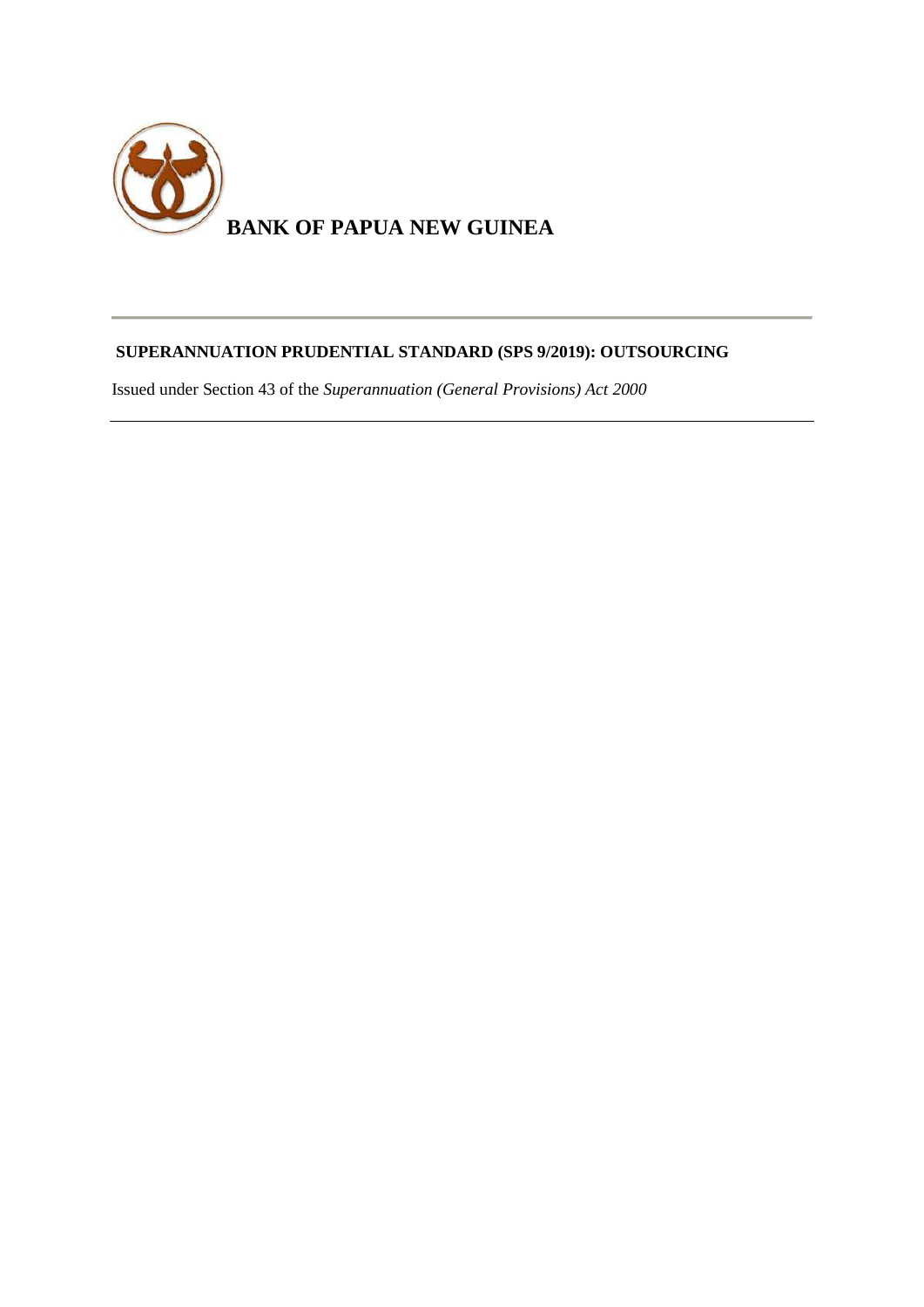# BANK OF PAPUA NEW GUINEA

## SUPERANNUATION PRUDENTIAL STANDARD (SPS 9/2019): OUTSOURCING

Issued under Section 43 of the *Superannuation (General Provisions) Act 2000*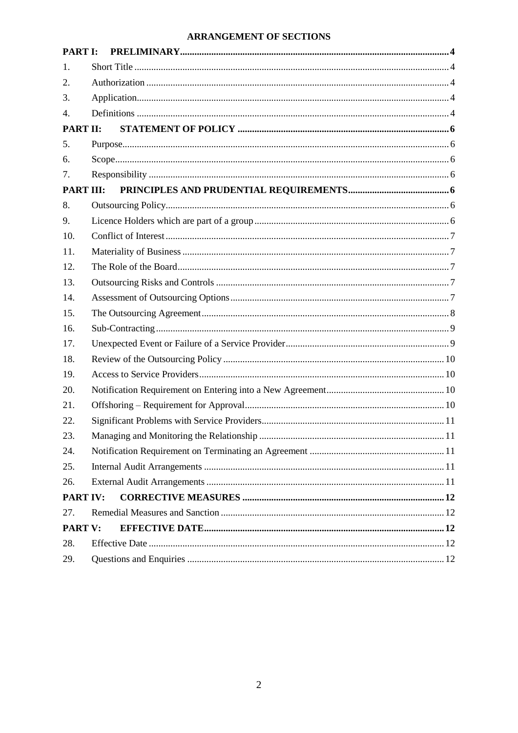## ARRANGEMENT OF SECTIONS

| | | |
|---|---|---|
| **PART I:** | **PRELIMINARY** | **4** |
| 1. | Short Title | 4 |
| 2. | Authorization | 4 |
| 3. | Application | 4 |
| 4. | Definitions | 4 |
| **PART II:** | **STATEMENT OF POLICY** | **6** |
| 5. | Purpose | 6 |
| 6. | Scope | 6 |
| 7. | Responsibility | 6 |
| **PART III:** | **PRINCIPLES AND PRUDENTIAL REQUIREMENTS** | **6** |
| 8. | Outsourcing Policy | 6 |
| 9. | Licence Holders which are part of a group | 6 |
| 10. | Conflict of Interest | 7 |
| 11. | Materiality of Business | 7 |
| 12. | The Role of the Board | 7 |
| 13. | Outsourcing Risks and Controls | 7 |
| 14. | Assessment of Outsourcing Options | 7 |
| 15. | The Outsourcing Agreement | 8 |
| 16. | Sub-Contracting | 9 |
| 17. | Unexpected Event or Failure of a Service Provider | 9 |
| 18. | Review of the Outsourcing Policy | 10 |
| 19. | Access to Service Providers | 10 |
| 20. | Notification Requirement on Entering into a New Agreement | 10 |
| 21. | Offshoring – Requirement for Approval | 10 |
| 22. | Significant Problems with Service Providers | 11 |
| 23. | Managing and Monitoring the Relationship | 11 |
| 24. | Notification Requirement on Terminating an Agreement | 11 |
| 25. | Internal Audit Arrangements | 11 |
| 26. | External Audit Arrangements | 11 |
| **PART IV:** | **CORRECTIVE MEASURES** | **12** |
| 27. | Remedial Measures and Sanction | 12 |
| **PART V:** | **EFFECTIVE DATE** | **12** |
| 28. | Effective Date | 12 |
| 29. | Questions and Enquiries | 12 |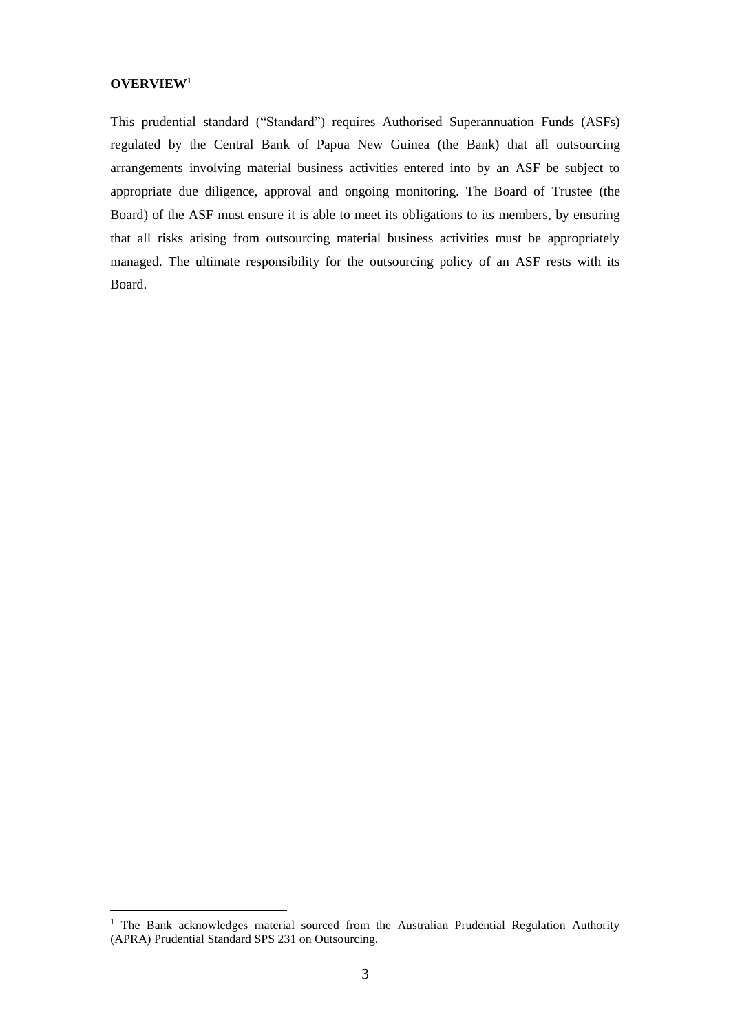**OVERVIEW**[1]

This prudential standard ("Standard") requires Authorised Superannuation Funds (ASFs) regulated by the Central Bank of Papua New Guinea (the Bank) that all outsourcing arrangements involving material business activities entered into by an ASF be subject to appropriate due diligence, approval and ongoing monitoring. The Board of Trustee (the Board) of the ASF must ensure it is able to meet its obligations to its members, by ensuring that all risks arising from outsourcing material business activities must be appropriately managed. The ultimate responsibility for the outsourcing policy of an ASF rests with its Board.

[1] The Bank acknowledges material sourced from the Australian Prudential Regulation Authority (APRA) Prudential Standard SPS 231 on Outsourcing.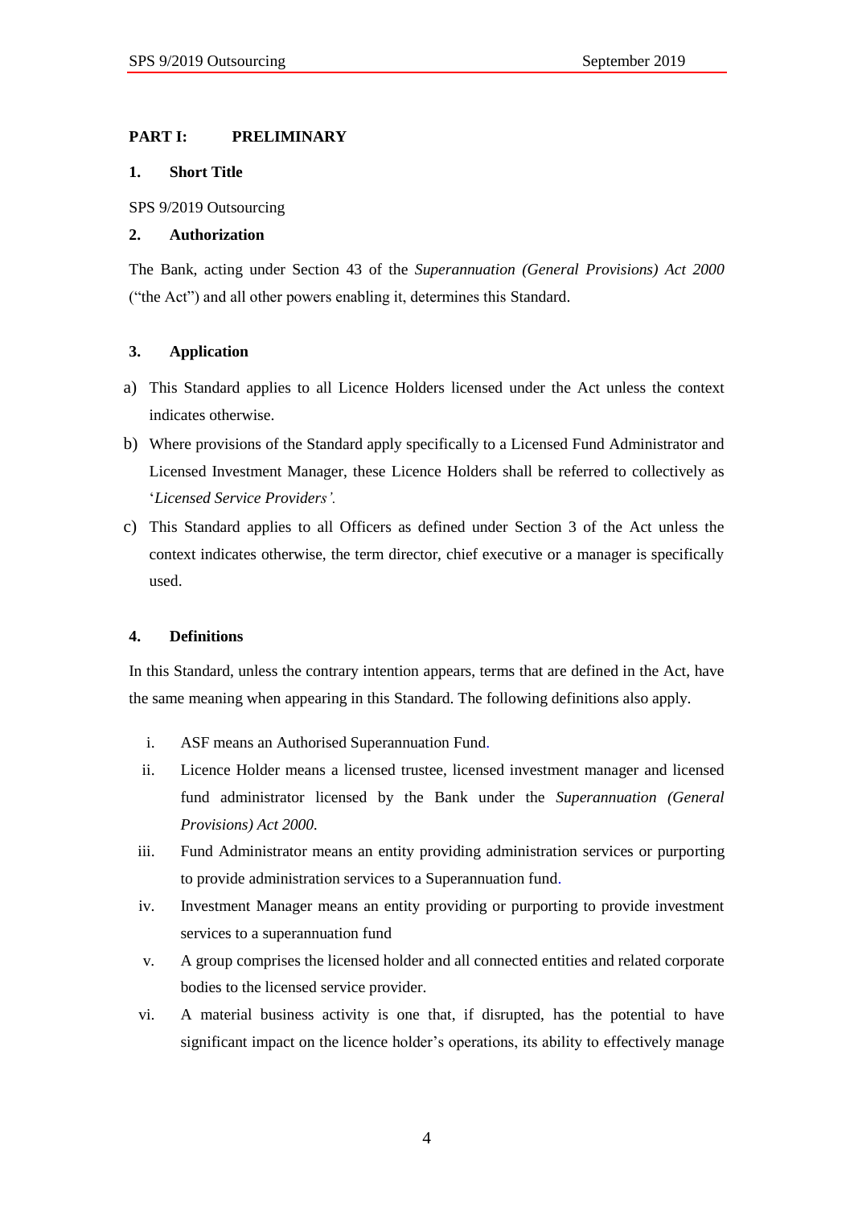## PART I: PRELIMINARY

### 1. Short Title

SPS 9/2019 Outsourcing

### 2. Authorization

The Bank, acting under Section 43 of the *Superannuation (General Provisions) Act 2000* ("the Act") and all other powers enabling it, determines this Standard.

### 3. Application

a) This Standard applies to all Licence Holders licensed under the Act unless the context indicates otherwise.

b) Where provisions of the Standard apply specifically to a Licensed Fund Administrator and Licensed Investment Manager, these Licence Holders shall be referred to collectively as '*Licensed Service Providers'.*

c) This Standard applies to all Officers as defined under Section 3 of the Act unless the context indicates otherwise, the term director, chief executive or a manager is specifically used.

### 4. Definitions

In this Standard, unless the contrary intention appears, terms that are defined in the Act, have the same meaning when appearing in this Standard. The following definitions also apply.

i. ASF means an Authorised Superannuation Fund.

ii. Licence Holder means a licensed trustee, licensed investment manager and licensed fund administrator licensed by the Bank under the *Superannuation (General Provisions) Act 2000.*

iii. Fund Administrator means an entity providing administration services or purporting to provide administration services to a Superannuation fund.

iv. Investment Manager means an entity providing or purporting to provide investment services to a superannuation fund

v. A group comprises the licensed holder and all connected entities and related corporate bodies to the licensed service provider.

vi. A material business activity is one that, if disrupted, has the potential to have significant impact on the licence holder's operations, its ability to effectively manage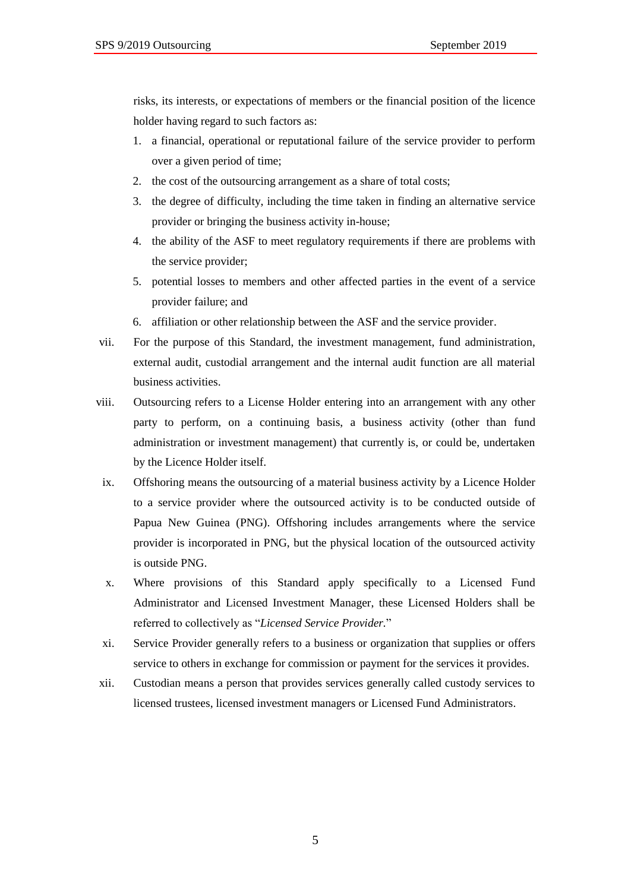risks, its interests, or expectations of members or the financial position of the licence holder having regard to such factors as:

1. a financial, operational or reputational failure of the service provider to perform over a given period of time;
2. the cost of the outsourcing arrangement as a share of total costs;
3. the degree of difficulty, including the time taken in finding an alternative service provider or bringing the business activity in-house;
4. the ability of the ASF to meet regulatory requirements if there are problems with the service provider;
5. potential losses to members and other affected parties in the event of a service provider failure; and
6. affiliation or other relationship between the ASF and the service provider.

vii. For the purpose of this Standard, the investment management, fund administration, external audit, custodial arrangement and the internal audit function are all material business activities.

viii. Outsourcing refers to a License Holder entering into an arrangement with any other party to perform, on a continuing basis, a business activity (other than fund administration or investment management) that currently is, or could be, undertaken by the Licence Holder itself.

ix. Offshoring means the outsourcing of a material business activity by a Licence Holder to a service provider where the outsourced activity is to be conducted outside of Papua New Guinea (PNG). Offshoring includes arrangements where the service provider is incorporated in PNG, but the physical location of the outsourced activity is outside PNG.

x. Where provisions of this Standard apply specifically to a Licensed Fund Administrator and Licensed Investment Manager, these Licensed Holders shall be referred to collectively as "*Licensed Service Provider.*"

xi. Service Provider generally refers to a business or organization that supplies or offers service to others in exchange for commission or payment for the services it provides.

xii. Custodian means a person that provides services generally called custody services to licensed trustees, licensed investment managers or Licensed Fund Administrators.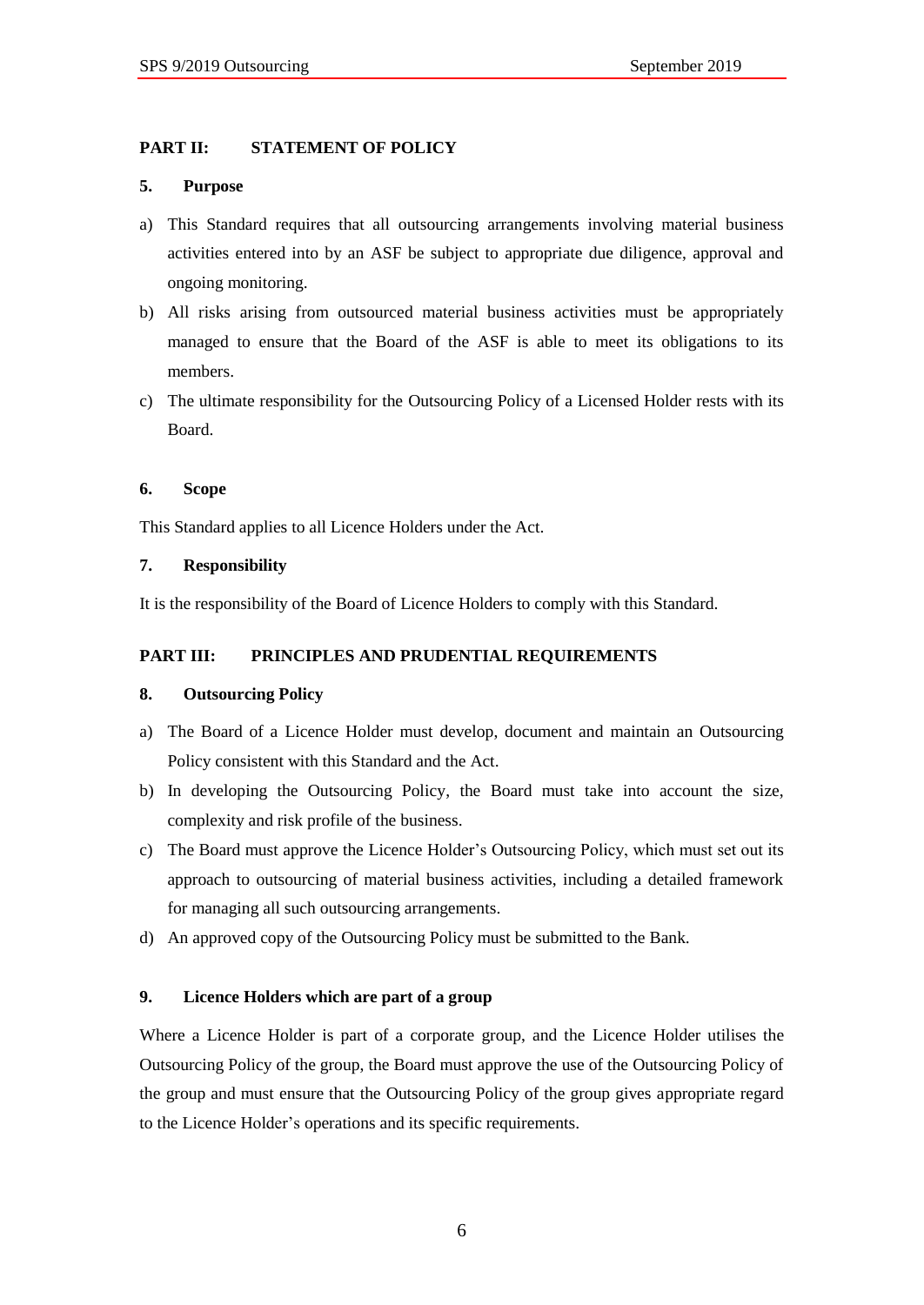## PART II: STATEMENT OF POLICY

### 5. Purpose

a) This Standard requires that all outsourcing arrangements involving material business activities entered into by an ASF be subject to appropriate due diligence, approval and ongoing monitoring.

b) All risks arising from outsourced material business activities must be appropriately managed to ensure that the Board of the ASF is able to meet its obligations to its members.

c) The ultimate responsibility for the Outsourcing Policy of a Licensed Holder rests with its Board.

### 6. Scope

This Standard applies to all Licence Holders under the Act.

### 7. Responsibility

It is the responsibility of the Board of Licence Holders to comply with this Standard.

## PART III: PRINCIPLES AND PRUDENTIAL REQUIREMENTS

### 8. Outsourcing Policy

a) The Board of a Licence Holder must develop, document and maintain an Outsourcing Policy consistent with this Standard and the Act.

b) In developing the Outsourcing Policy, the Board must take into account the size, complexity and risk profile of the business.

c) The Board must approve the Licence Holder's Outsourcing Policy, which must set out its approach to outsourcing of material business activities, including a detailed framework for managing all such outsourcing arrangements.

d) An approved copy of the Outsourcing Policy must be submitted to the Bank.

### 9. Licence Holders which are part of a group

Where a Licence Holder is part of a corporate group, and the Licence Holder utilises the Outsourcing Policy of the group, the Board must approve the use of the Outsourcing Policy of the group and must ensure that the Outsourcing Policy of the group gives appropriate regard to the Licence Holder's operations and its specific requirements.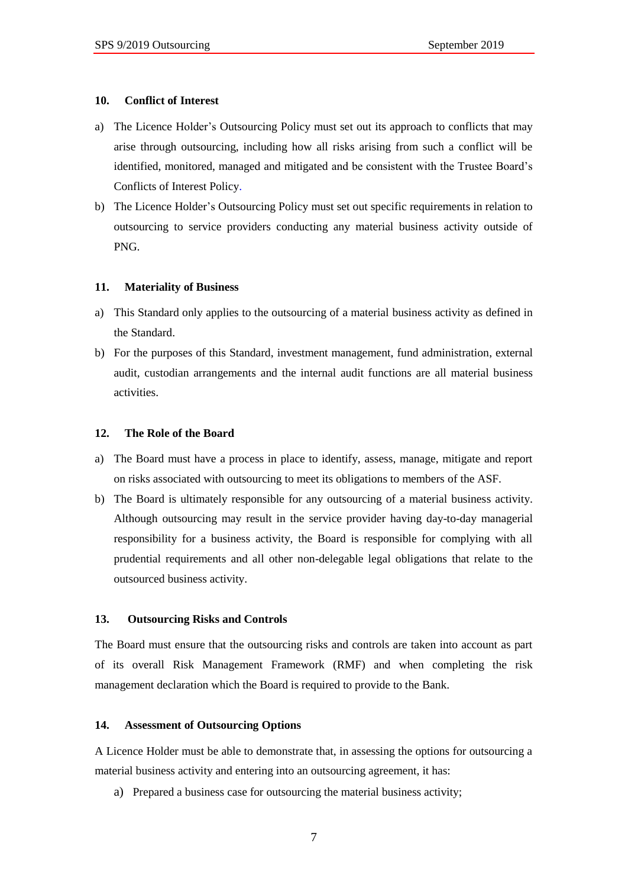## 10. Conflict of Interest

a) The Licence Holder's Outsourcing Policy must set out its approach to conflicts that may arise through outsourcing, including how all risks arising from such a conflict will be identified, monitored, managed and mitigated and be consistent with the Trustee Board's Conflicts of Interest Policy.

b) The Licence Holder's Outsourcing Policy must set out specific requirements in relation to outsourcing to service providers conducting any material business activity outside of PNG.

## 11. Materiality of Business

a) This Standard only applies to the outsourcing of a material business activity as defined in the Standard.

b) For the purposes of this Standard, investment management, fund administration, external audit, custodian arrangements and the internal audit functions are all material business activities.

## 12. The Role of the Board

a) The Board must have a process in place to identify, assess, manage, mitigate and report on risks associated with outsourcing to meet its obligations to members of the ASF.

b) The Board is ultimately responsible for any outsourcing of a material business activity. Although outsourcing may result in the service provider having day-to-day managerial responsibility for a business activity, the Board is responsible for complying with all prudential requirements and all other non-delegable legal obligations that relate to the outsourced business activity.

## 13. Outsourcing Risks and Controls

The Board must ensure that the outsourcing risks and controls are taken into account as part of its overall Risk Management Framework (RMF) and when completing the risk management declaration which the Board is required to provide to the Bank.

## 14. Assessment of Outsourcing Options

A Licence Holder must be able to demonstrate that, in assessing the options for outsourcing a material business activity and entering into an outsourcing agreement, it has:

a) Prepared a business case for outsourcing the material business activity;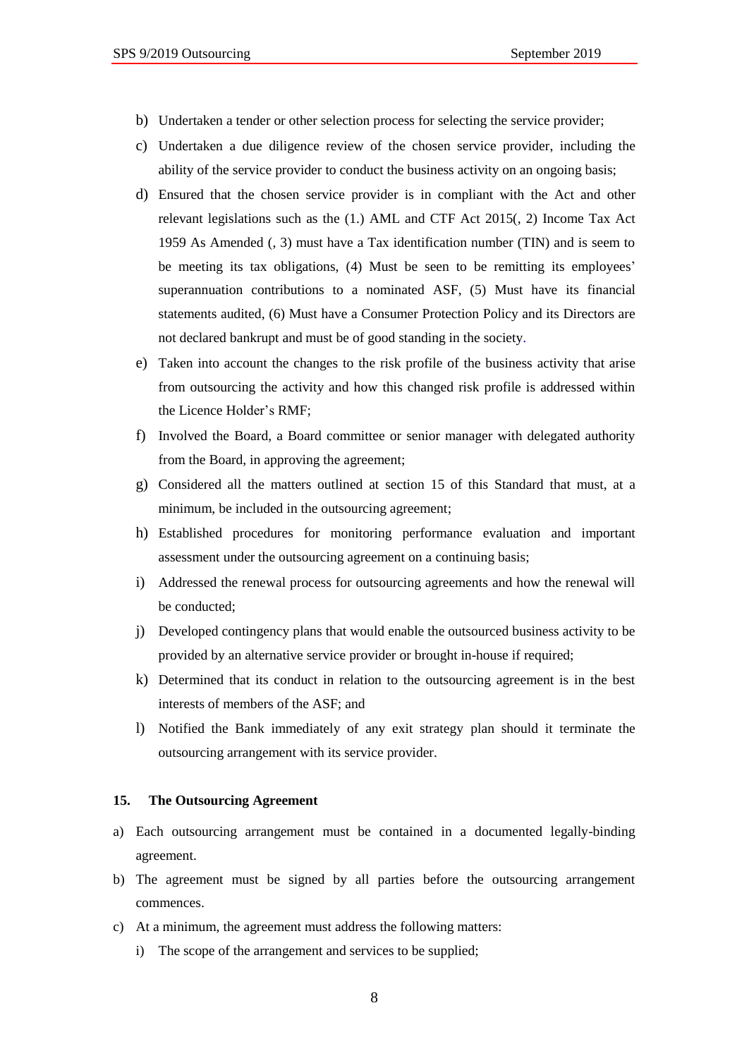b) Undertaken a tender or other selection process for selecting the service provider;

c) Undertaken a due diligence review of the chosen service provider, including the ability of the service provider to conduct the business activity on an ongoing basis;

d) Ensured that the chosen service provider is in compliant with the Act and other relevant legislations such as the (1.) AML and CTF Act 2015(, 2) Income Tax Act 1959 As Amended (, 3) must have a Tax identification number (TIN) and is seem to be meeting its tax obligations, (4) Must be seen to be remitting its employees' superannuation contributions to a nominated ASF, (5) Must have its financial statements audited, (6) Must have a Consumer Protection Policy and its Directors are not declared bankrupt and must be of good standing in the society.

e) Taken into account the changes to the risk profile of the business activity that arise from outsourcing the activity and how this changed risk profile is addressed within the Licence Holder's RMF;

f) Involved the Board, a Board committee or senior manager with delegated authority from the Board, in approving the agreement;

g) Considered all the matters outlined at section 15 of this Standard that must, at a minimum, be included in the outsourcing agreement;

h) Established procedures for monitoring performance evaluation and important assessment under the outsourcing agreement on a continuing basis;

i) Addressed the renewal process for outsourcing agreements and how the renewal will be conducted;

j) Developed contingency plans that would enable the outsourced business activity to be provided by an alternative service provider or brought in-house if required;

k) Determined that its conduct in relation to the outsourcing agreement is in the best interests of members of the ASF; and

l) Notified the Bank immediately of any exit strategy plan should it terminate the outsourcing arrangement with its service provider.

### 15. The Outsourcing Agreement

a) Each outsourcing arrangement must be contained in a documented legally-binding agreement.

b) The agreement must be signed by all parties before the outsourcing arrangement commences.

c) At a minimum, the agreement must address the following matters:

   i) The scope of the arrangement and services to be supplied;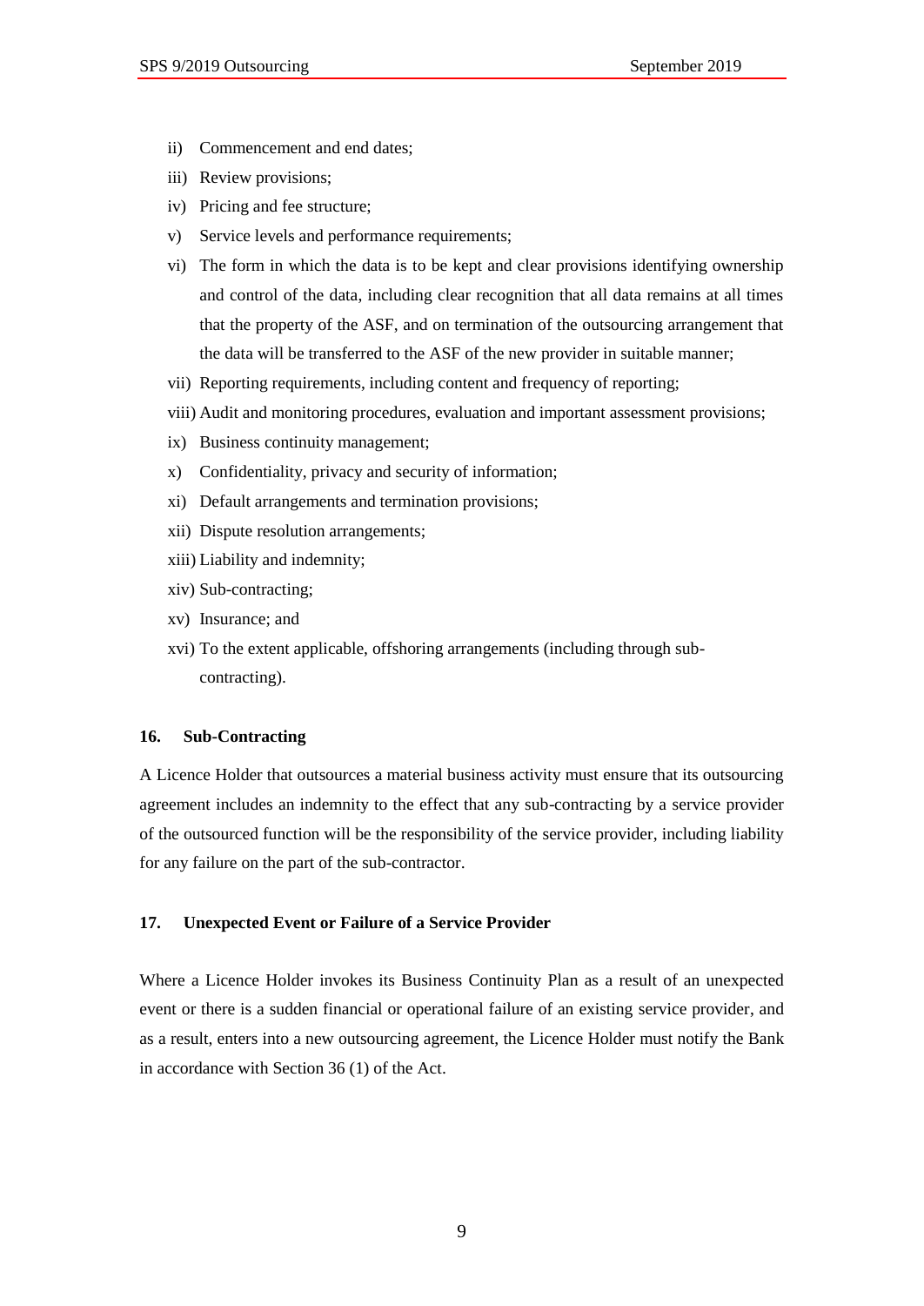ii) Commencement and end dates;

iii) Review provisions;

iv) Pricing and fee structure;

v) Service levels and performance requirements;

vi) The form in which the data is to be kept and clear provisions identifying ownership and control of the data, including clear recognition that all data remains at all times that the property of the ASF, and on termination of the outsourcing arrangement that the data will be transferred to the ASF of the new provider in suitable manner;

vii) Reporting requirements, including content and frequency of reporting;

viii) Audit and monitoring procedures, evaluation and important assessment provisions;

ix) Business continuity management;

x) Confidentiality, privacy and security of information;

xi) Default arrangements and termination provisions;

xii) Dispute resolution arrangements;

xiii) Liability and indemnity;

xiv) Sub-contracting;

xv) Insurance; and

xvi) To the extent applicable, offshoring arrangements (including through sub-contracting).

**16. Sub-Contracting**

A Licence Holder that outsources a material business activity must ensure that its outsourcing agreement includes an indemnity to the effect that any sub-contracting by a service provider of the outsourced function will be the responsibility of the service provider, including liability for any failure on the part of the sub-contractor.

**17. Unexpected Event or Failure of a Service Provider**

Where a Licence Holder invokes its Business Continuity Plan as a result of an unexpected event or there is a sudden financial or operational failure of an existing service provider, and as a result, enters into a new outsourcing agreement, the Licence Holder must notify the Bank in accordance with Section 36 (1) of the Act.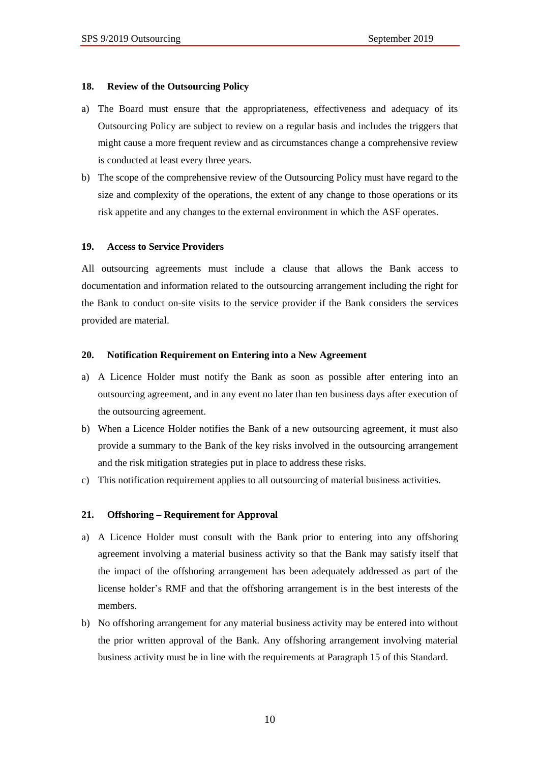### 18. Review of the Outsourcing Policy

a) The Board must ensure that the appropriateness, effectiveness and adequacy of its Outsourcing Policy are subject to review on a regular basis and includes the triggers that might cause a more frequent review and as circumstances change a comprehensive review is conducted at least every three years.

b) The scope of the comprehensive review of the Outsourcing Policy must have regard to the size and complexity of the operations, the extent of any change to those operations or its risk appetite and any changes to the external environment in which the ASF operates.

### 19. Access to Service Providers

All outsourcing agreements must include a clause that allows the Bank access to documentation and information related to the outsourcing arrangement including the right for the Bank to conduct on-site visits to the service provider if the Bank considers the services provided are material.

### 20. Notification Requirement on Entering into a New Agreement

a) A Licence Holder must notify the Bank as soon as possible after entering into an outsourcing agreement, and in any event no later than ten business days after execution of the outsourcing agreement.

b) When a Licence Holder notifies the Bank of a new outsourcing agreement, it must also provide a summary to the Bank of the key risks involved in the outsourcing arrangement and the risk mitigation strategies put in place to address these risks.

c) This notification requirement applies to all outsourcing of material business activities.

### 21. Offshoring – Requirement for Approval

a) A Licence Holder must consult with the Bank prior to entering into any offshoring agreement involving a material business activity so that the Bank may satisfy itself that the impact of the offshoring arrangement has been adequately addressed as part of the license holder's RMF and that the offshoring arrangement is in the best interests of the members.

b) No offshoring arrangement for any material business activity may be entered into without the prior written approval of the Bank. Any offshoring arrangement involving material business activity must be in line with the requirements at Paragraph 15 of this Standard.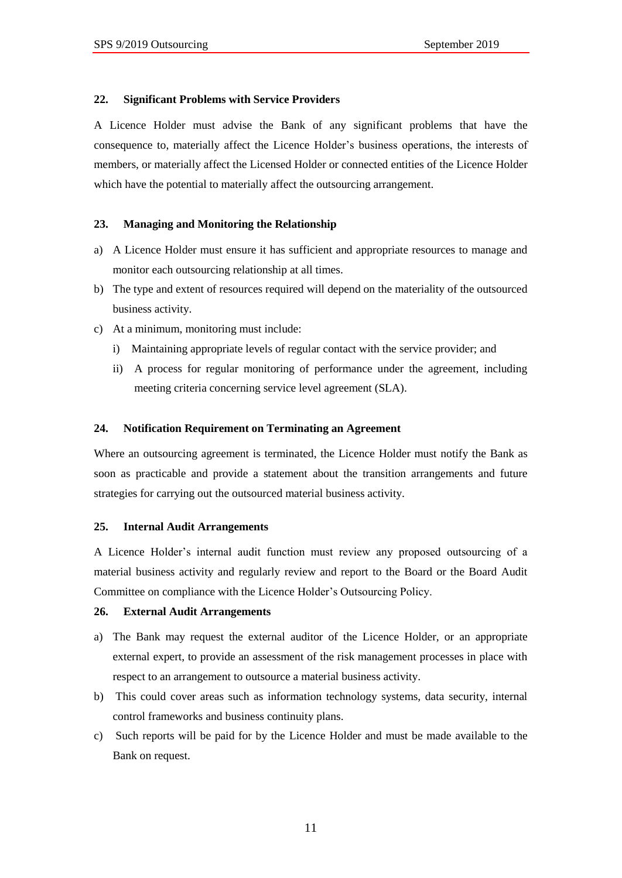### 22. Significant Problems with Service Providers

A Licence Holder must advise the Bank of any significant problems that have the consequence to, materially affect the Licence Holder's business operations, the interests of members, or materially affect the Licensed Holder or connected entities of the Licence Holder which have the potential to materially affect the outsourcing arrangement.

### 23. Managing and Monitoring the Relationship

a) A Licence Holder must ensure it has sufficient and appropriate resources to manage and monitor each outsourcing relationship at all times.

b) The type and extent of resources required will depend on the materiality of the outsourced business activity.

c) At a minimum, monitoring must include:

   i) Maintaining appropriate levels of regular contact with the service provider; and

   ii) A process for regular monitoring of performance under the agreement, including meeting criteria concerning service level agreement (SLA).

### 24. Notification Requirement on Terminating an Agreement

Where an outsourcing agreement is terminated, the Licence Holder must notify the Bank as soon as practicable and provide a statement about the transition arrangements and future strategies for carrying out the outsourced material business activity.

### 25. Internal Audit Arrangements

A Licence Holder's internal audit function must review any proposed outsourcing of a material business activity and regularly review and report to the Board or the Board Audit Committee on compliance with the Licence Holder's Outsourcing Policy.

### 26. External Audit Arrangements

a) The Bank may request the external auditor of the Licence Holder, or an appropriate external expert, to provide an assessment of the risk management processes in place with respect to an arrangement to outsource a material business activity.

b) This could cover areas such as information technology systems, data security, internal control frameworks and business continuity plans.

c) Such reports will be paid for by the Licence Holder and must be made available to the Bank on request.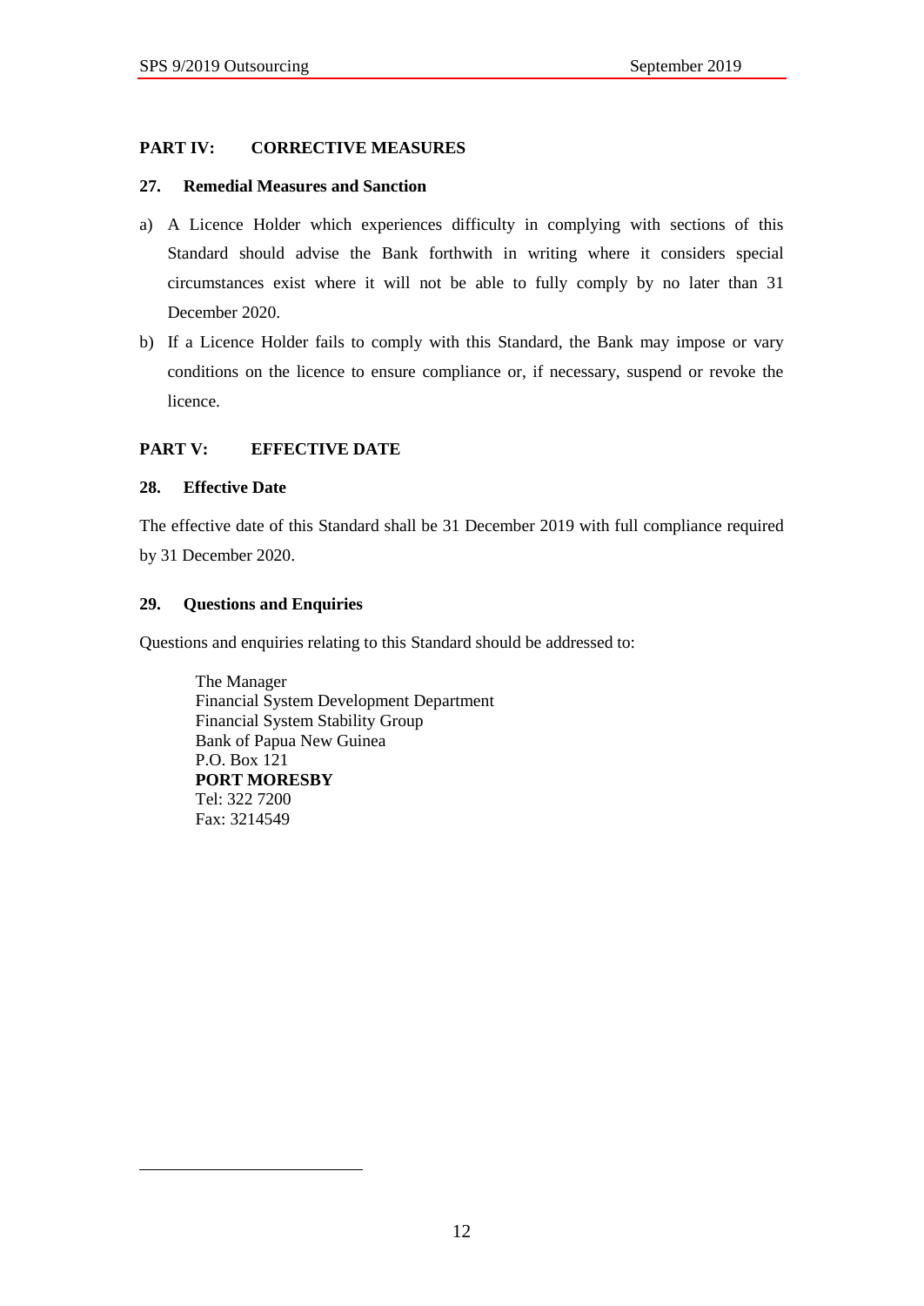## PART IV: CORRECTIVE MEASURES

### 27. Remedial Measures and Sanction

a) A Licence Holder which experiences difficulty in complying with sections of this Standard should advise the Bank forthwith in writing where it considers special circumstances exist where it will not be able to fully comply by no later than 31 December 2020.

b) If a Licence Holder fails to comply with this Standard, the Bank may impose or vary conditions on the licence to ensure compliance or, if necessary, suspend or revoke the licence.

## PART V: EFFECTIVE DATE

### 28. Effective Date

The effective date of this Standard shall be 31 December 2019 with full compliance required by 31 December 2020.

### 29. Questions and Enquiries

Questions and enquiries relating to this Standard should be addressed to:

The Manager
Financial System Development Department
Financial System Stability Group
Bank of Papua New Guinea
P.O. Box 121
**PORT MORESBY**
Tel: 322 7200
Fax: 3214549